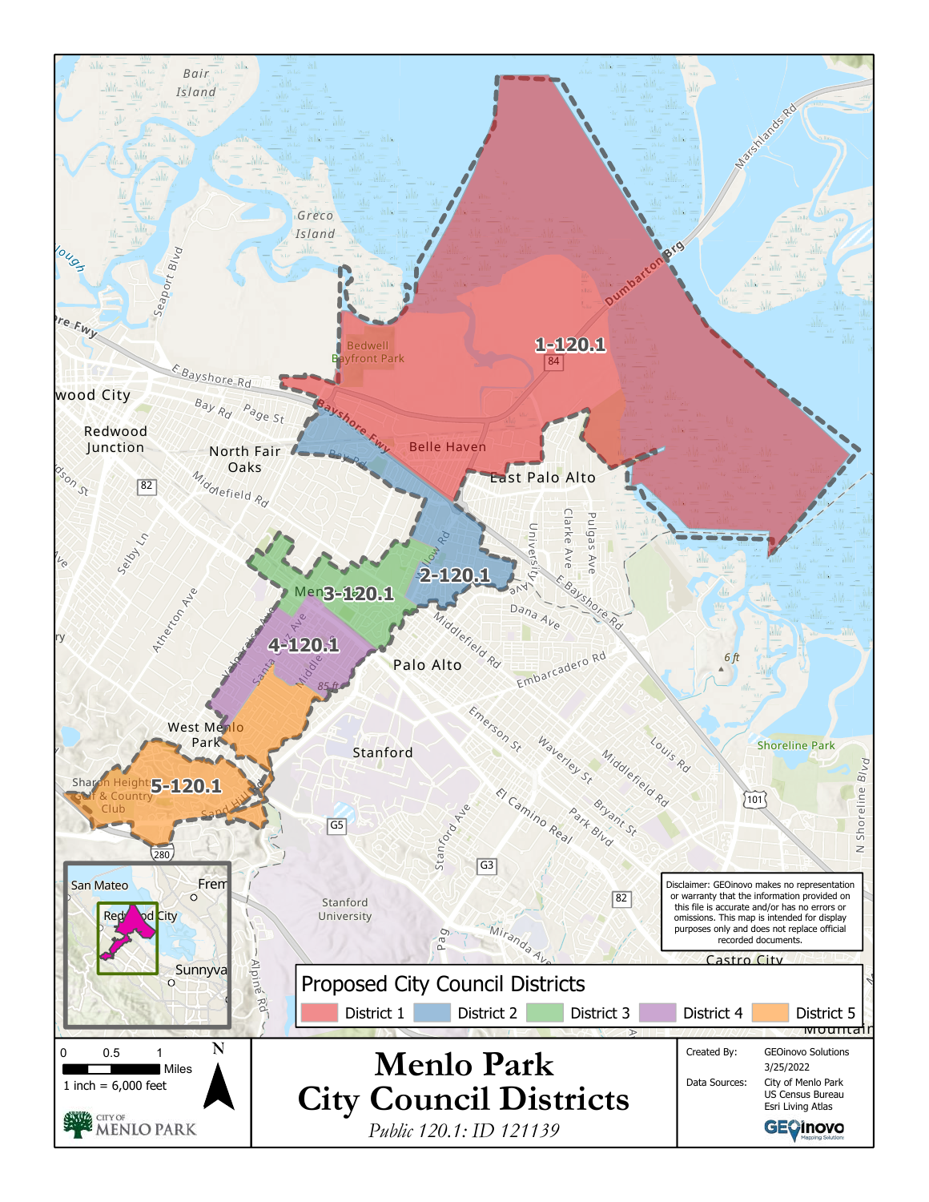# Menlo Park City Council Districts

*Public 120.1: ID 121139*

## Proposed City Council Districts

- District 1
- District 2
- District 3
- District 4
- District 5

1-120.1

2-120.1

3-120.1

4-120.1

5-120.1

0 0.5 1 Miles

1 inch = 6,000 feet

N

Disclaimer: GEOinovo makes no representation or warranty that the information provided on this file is accurate and/or has no errors or omissions. This map is intended for display purposes only and does not replace official recorded documents.

| | |
|---|---|
| Created By: | GEOinovo Solutions |
| | 3/25/2022 |
| Data Sources: | City of Menlo Park |
| | US Census Bureau |
| | Esri Living Atlas |

CITY OF MENLO PARK

GEOinovo Mapping Solutions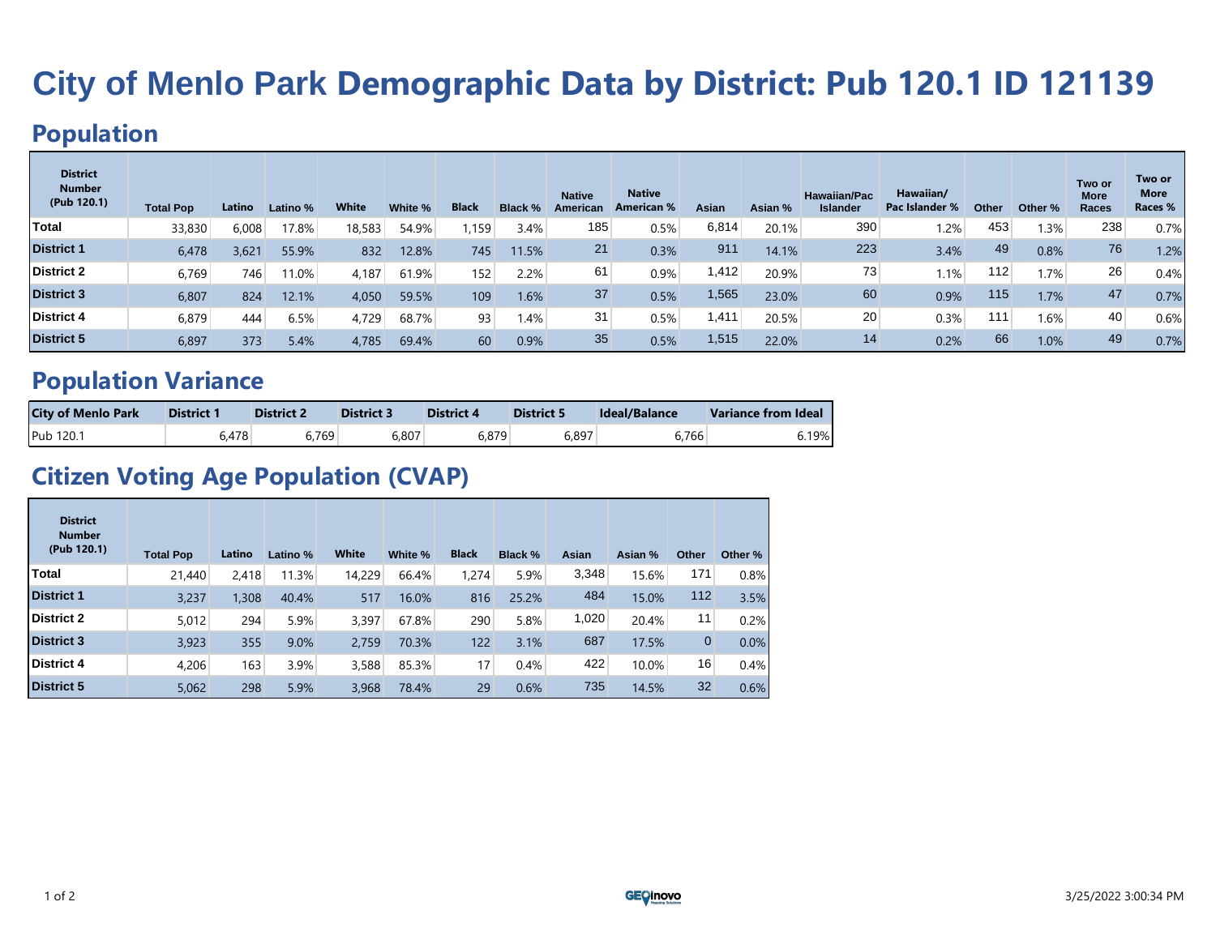# City of Menlo Park Demographic Data by District: Pub 120.1 ID 121139

## Population

| District Number (Pub 120.1) | Total Pop | Latino | Latino % | White | White % | Black | Black % | Native American | Native American % | Asian | Asian % | Hawaiian/Pac Islander | Hawaiian/ Pac Islander % | Other | Other % | Two or More Races | Two or More Races % |
|---|---|---|---|---|---|---|---|---|---|---|---|---|---|---|---|---|---|
| **Total** | 33,830 | 6,008 | 17.8% | 18,583 | 54.9% | 1,159 | 3.4% | 185 | 0.5% | 6,814 | 20.1% | 390 | 1.2% | 453 | 1.3% | 238 | 0.7% |
| **District 1** | 6,478 | 3,621 | 55.9% | 832 | 12.8% | 745 | 11.5% | 21 | 0.3% | 911 | 14.1% | 223 | 3.4% | 49 | 0.8% | 76 | 1.2% |
| **District 2** | 6,769 | 746 | 11.0% | 4,187 | 61.9% | 152 | 2.2% | 61 | 0.9% | 1,412 | 20.9% | 73 | 1.1% | 112 | 1.7% | 26 | 0.4% |
| **District 3** | 6,807 | 824 | 12.1% | 4,050 | 59.5% | 109 | 1.6% | 37 | 0.5% | 1,565 | 23.0% | 60 | 0.9% | 115 | 1.7% | 47 | 0.7% |
| **District 4** | 6,879 | 444 | 6.5% | 4,729 | 68.7% | 93 | 1.4% | 31 | 0.5% | 1,411 | 20.5% | 20 | 0.3% | 111 | 1.6% | 40 | 0.6% |
| **District 5** | 6,897 | 373 | 5.4% | 4,785 | 69.4% | 60 | 0.9% | 35 | 0.5% | 1,515 | 22.0% | 14 | 0.2% | 66 | 1.0% | 49 | 0.7% |

## Population Variance

| City of Menlo Park | District 1 | District 2 | District 3 | District 4 | District 5 | Ideal/Balance | Variance from Ideal |
|---|---|---|---|---|---|---|---|
| Pub 120.1 | 6,478 | 6,769 | 6,807 | 6,879 | 6,897 | 6,766 | 6.19% |

## Citizen Voting Age Population (CVAP)

| District Number (Pub 120.1) | Total Pop | Latino | Latino % | White | White % | Black | Black % | Asian | Asian % | Other | Other % |
|---|---|---|---|---|---|---|---|---|---|---|---|
| **Total** | 21,440 | 2,418 | 11.3% | 14,229 | 66.4% | 1,274 | 5.9% | 3,348 | 15.6% | 171 | 0.8% |
| **District 1** | 3,237 | 1,308 | 40.4% | 517 | 16.0% | 816 | 25.2% | 484 | 15.0% | 112 | 3.5% |
| **District 2** | 5,012 | 294 | 5.9% | 3,397 | 67.8% | 290 | 5.8% | 1,020 | 20.4% | 11 | 0.2% |
| **District 3** | 3,923 | 355 | 9.0% | 2,759 | 70.3% | 122 | 3.1% | 687 | 17.5% | 0 | 0.0% |
| **District 4** | 4,206 | 163 | 3.9% | 3,588 | 85.3% | 17 | 0.4% | 422 | 10.0% | 16 | 0.4% |
| **District 5** | 5,062 | 298 | 5.9% | 3,968 | 78.4% | 29 | 0.6% | 735 | 14.5% | 32 | 0.6% |

GEOinovo

3/25/2022 3:00:34 PM